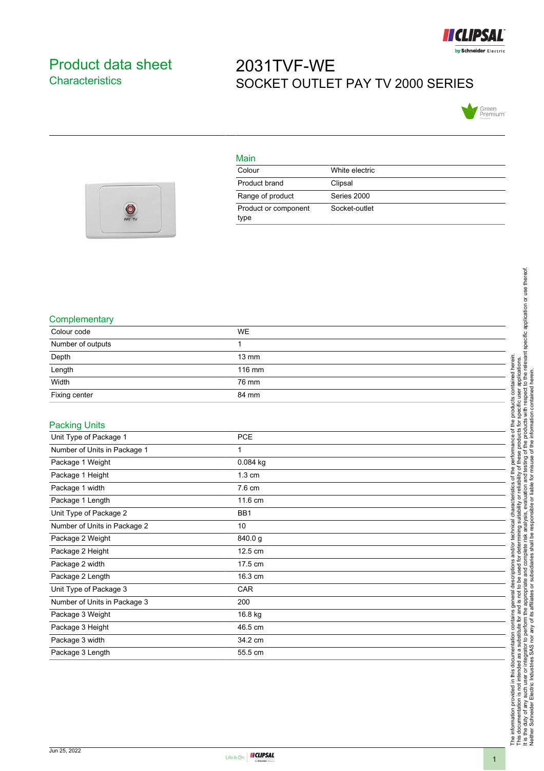# Product data sheet
## Characteristics

# 2031TVF-WE
## SOCKET OUTLET PAY TV 2000 SERIES

### Main

| | |
|---|---|
| Colour | White electric |
| Product brand | Clipsal |
| Range of product | Series 2000 |
| Product or component type | Socket-outlet |

### Complementary

| | |
|---|---|
| Colour code | WE |
| Number of outputs | 1 |
| Depth | 13 mm |
| Length | 116 mm |
| Width | 76 mm |
| Fixing center | 84 mm |

### Packing Units

| | |
|---|---|
| Unit Type of Package 1 | PCE |
| Number of Units in Package 1 | 1 |
| Package 1 Weight | 0.084 kg |
| Package 1 Height | 1.3 cm |
| Package 1 width | 7.6 cm |
| Package 1 Length | 11.6 cm |
| Unit Type of Package 2 | BB1 |
| Number of Units in Package 2 | 10 |
| Package 2 Weight | 840.0 g |
| Package 2 Height | 12.5 cm |
| Package 2 width | 17.5 cm |
| Package 2 Length | 16.3 cm |
| Unit Type of Package 3 | CAR |
| Number of Units in Package 3 | 200 |
| Package 3 Weight | 16.8 kg |
| Package 3 Height | 46.5 cm |
| Package 3 width | 34.2 cm |
| Package 3 Length | 55.5 cm |

The information provided in this documentation contains general descriptions and/or technical characteristics of the performance of the products contained herein. This documentation is not intended as a substitute for and is not to be used for determining suitability or reliability of these products for specific user applications. It is the duty of any such user or integrator to perform the appropriate and complete risk analysis, evaluation and testing of the products with respect to the relevant specific application or use thereof. Neither Schneider Electric Industries SAS nor any of its affiliates or subsidiaries shall be responsible or liable for misuse of the information contained herein.

Jun 25, 2022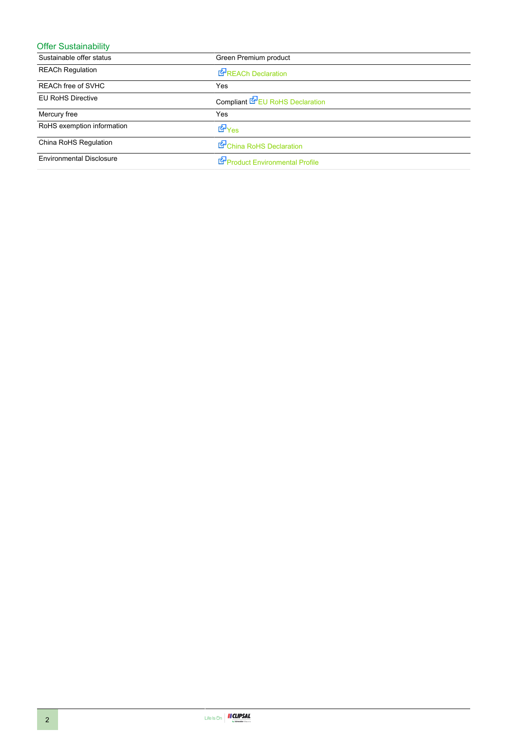## Offer Sustainability

| | |
|---|---|
| Sustainable offer status | Green Premium product |
| REACh Regulation | REACh Declaration |
| REACh free of SVHC | Yes |
| EU RoHS Directive | Compliant EU RoHS Declaration |
| Mercury free | Yes |
| RoHS exemption information | Yes |
| China RoHS Regulation | China RoHS Declaration |
| Environmental Disclosure | Product Environmental Profile |